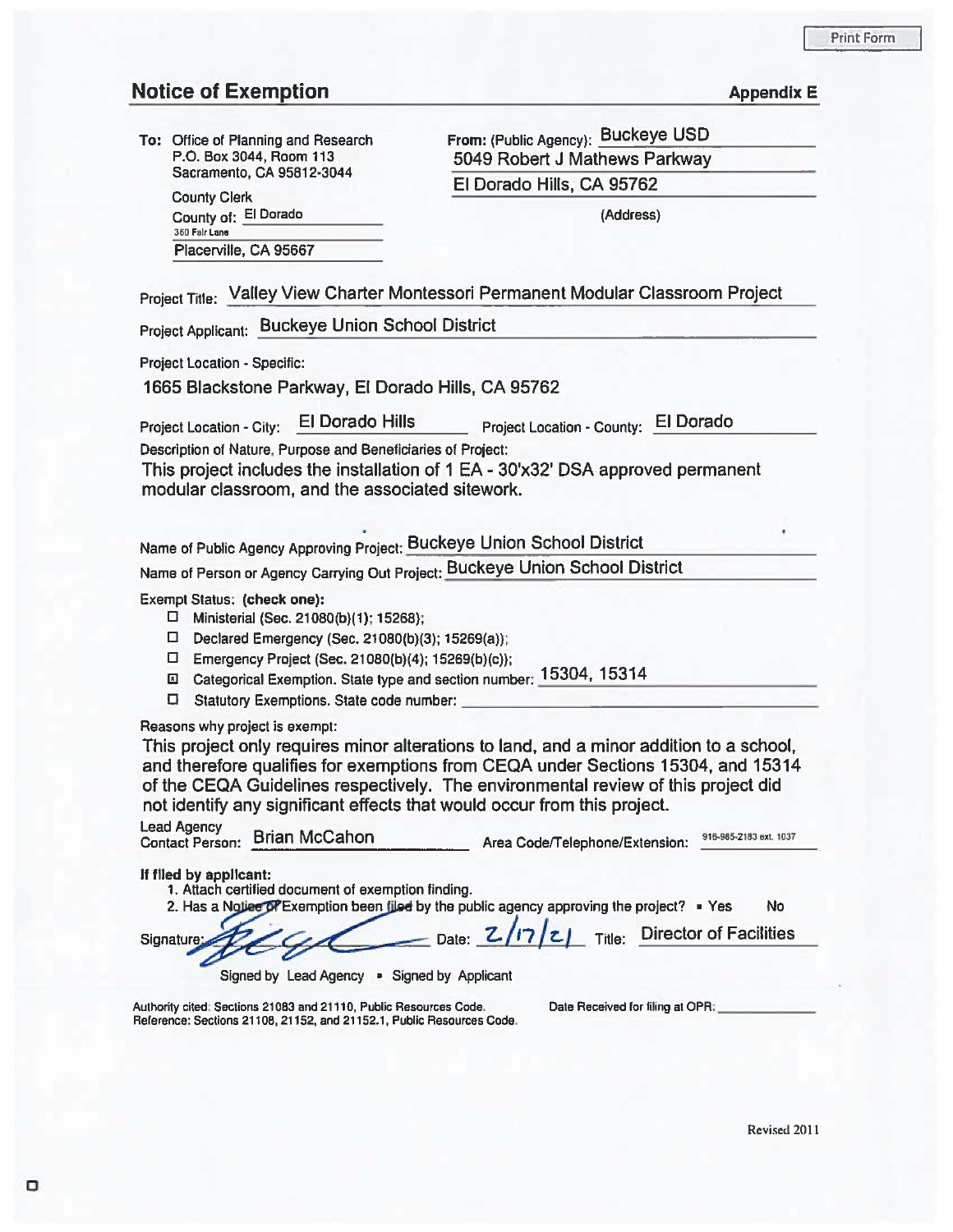Print Form

## Notice of Exemption

**Appendix E**

**To:** Office of Planning and Research
P.O. Box 3044, Room 113
Sacramento, CA 95812-3044

County Clerk
County of: El Dorado
360 Fair Lane
Placerville, CA 95667

**From:** (Public Agency): Buckeye USD
5049 Robert J Mathews Parkway
El Dorado Hills, CA 95762
(Address)

Project Title: Valley View Charter Montessori Permanent Modular Classroom Project

Project Applicant: Buckeye Union School District

Project Location - Specific:

1665 Blackstone Parkway, El Dorado Hills, CA 95762

Project Location - City: El Dorado Hills    Project Location - County: El Dorado

Description of Nature, Purpose and Beneficiaries of Project:

This project includes the installation of 1 EA - 30'x32' DSA approved permanent modular classroom, and the associated sitework.

Name of Public Agency Approving Project: Buckeye Union School District

Name of Person or Agency Carrying Out Project: Buckeye Union School District

Exempt Status: **(check one):**

- ☐ Ministerial (Sec. 21080(b)(1); 15268);
- ☐ Declared Emergency (Sec. 21080(b)(3); 15269(a));
- ☐ Emergency Project (Sec. 21080(b)(4); 15269(b)(c));
- ☒ Categorical Exemption. State type and section number: 15304, 15314
- ☐ Statutory Exemptions. State code number:

Reasons why project is exempt:

This project only requires minor alterations to land, and a minor addition to a school, and therefore qualifies for exemptions from CEQA under Sections 15304, and 15314 of the CEQA Guidelines respectively. The environmental review of this project did not identify any significant effects that would occur from this project.

Lead Agency
Contact Person: Brian McCahon    Area Code/Telephone/Extension: 916-985-2183 ext. 1037

**If filed by applicant:**

1. Attach certified document of exemption finding.
2. Has a Notice of Exemption been filed by the public agency approving the project? ▪ Yes    No

Signature: [signature]    Date: 2/17/21    Title: Director of Facilities

Signed by Lead Agency ▪ Signed by Applicant

Authority cited: Sections 21083 and 21110, Public Resources Code.
Reference: Sections 21108, 21152, and 21152.1, Public Resources Code.

Date Received for filing at OPR:

Revised 2011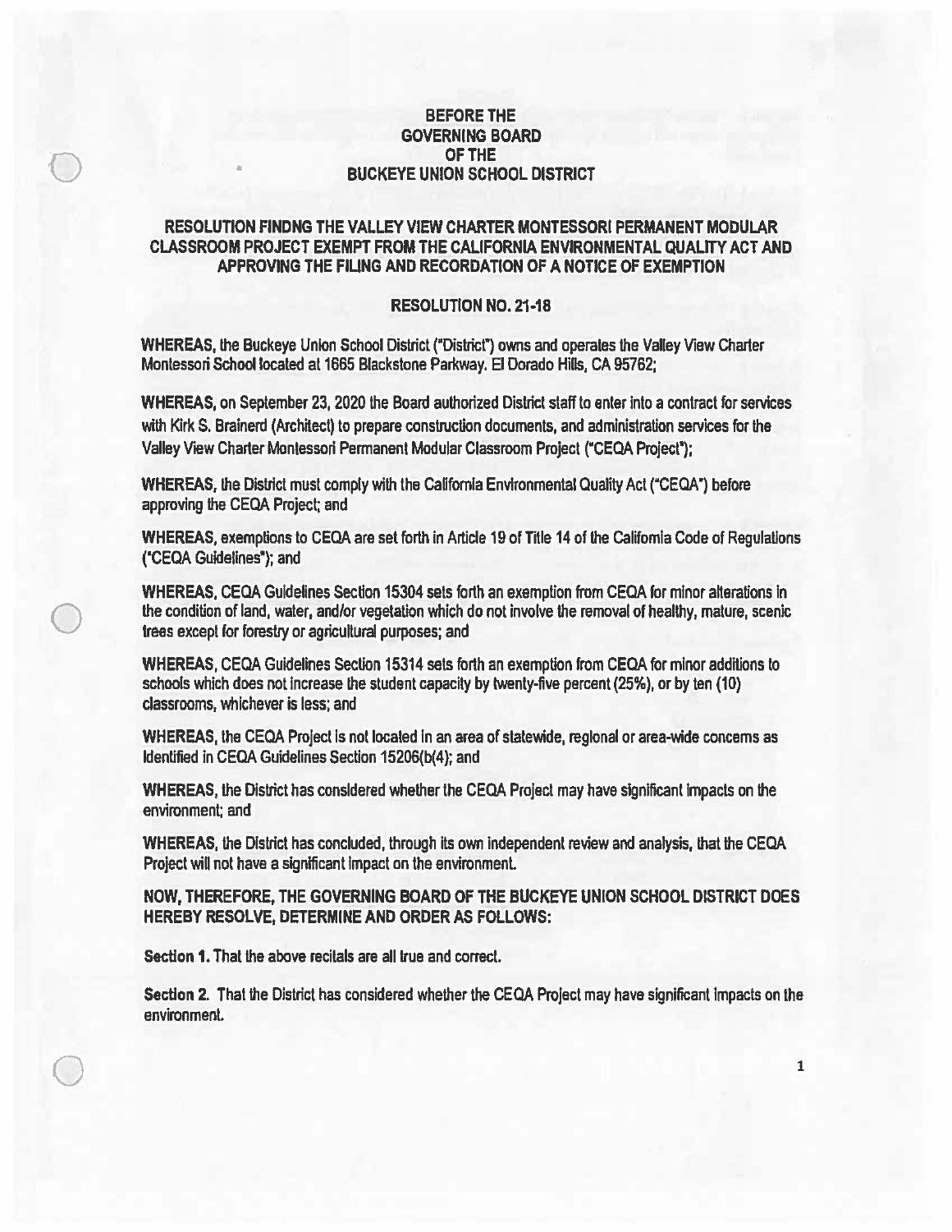**BEFORE THE**
**GOVERNING BOARD**
**OF THE**
**BUCKEYE UNION SCHOOL DISTRICT**

**RESOLUTION FINDNG THE VALLEY VIEW CHARTER MONTESSORI PERMANENT MODULAR CLASSROOM PROJECT EXEMPT FROM THE CALIFORNIA ENVIRONMENTAL QUALITY ACT AND APPROVING THE FILING AND RECORDATION OF A NOTICE OF EXEMPTION**

**RESOLUTION NO. 21-18**

**WHEREAS,** the Buckeye Union School District ("District") owns and operates the Valley View Charter Montessori School located at 1665 Blackstone Parkway. El Dorado Hills, CA 95762;

**WHEREAS,** on September 23, 2020 the Board authorized District staff to enter into a contract for services with Kirk S. Brainerd (Architect) to prepare construction documents, and administration services for the Valley View Charter Montessori Permanent Modular Classroom Project ("CEQA Project");

**WHEREAS,** the District must comply with the California Environmental Quality Act ("CEQA") before approving the CEQA Project; and

**WHEREAS,** exemptions to CEQA are set forth in Article 19 of Title 14 of the California Code of Regulations ("CEQA Guidelines"); and

**WHEREAS,** CEQA Guidelines Section 15304 sets forth an exemption from CEQA for minor alterations in the condition of land, water, and/or vegetation which do not involve the removal of healthy, mature, scenic trees except for forestry or agricultural purposes; and

**WHEREAS,** CEQA Guidelines Section 15314 sets forth an exemption from CEQA for minor additions to schools which does not increase the student capacity by twenty-five percent (25%), or by ten (10) classrooms, whichever is less; and

**WHEREAS,** the CEQA Project is not located in an area of statewide, regional or area-wide concerns as identified in CEQA Guidelines Section 15206(b(4); and

**WHEREAS,** the District has considered whether the CEQA Project may have significant impacts on the environment; and

**WHEREAS,** the District has concluded, through its own independent review and analysis, that the CEQA Project will not have a significant impact on the environment.

**NOW, THEREFORE, THE GOVERNING BOARD OF THE BUCKEYE UNION SCHOOL DISTRICT DOES HEREBY RESOLVE, DETERMINE AND ORDER AS FOLLOWS:**

**Section 1.** That the above recitals are all true and correct.

**Section 2.** That the District has considered whether the CEQA Project may have significant impacts on the environment.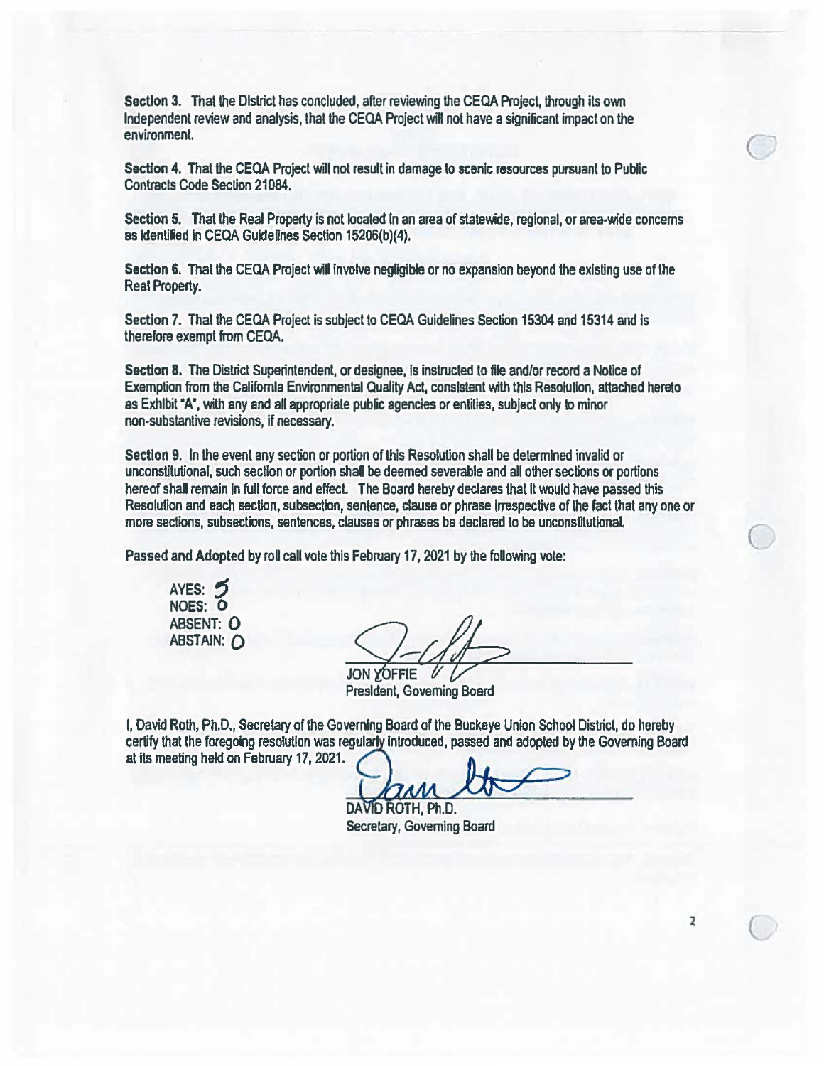**Section 3.** That the District has concluded, after reviewing the CEQA Project, through its own independent review and analysis, that the CEQA Project will not have a significant impact on the environment.

**Section 4.** That the CEQA Project will not result in damage to scenic resources pursuant to Public Contracts Code Section 21084.

**Section 5.** That the Real Property is not located in an area of statewide, regional, or area-wide concerns as identified in CEQA Guidelines Section 15206(b)(4).

**Section 6.** That the CEQA Project will involve negligible or no expansion beyond the existing use of the Real Property.

**Section 7.** That the CEQA Project is subject to CEQA Guidelines Section 15304 and 15314 and is therefore exempt from CEQA.

**Section 8.** The District Superintendent, or designee, is instructed to file and/or record a Notice of Exemption from the California Environmental Quality Act, consistent with this Resolution, attached hereto as Exhibit "A", with any and all appropriate public agencies or entities, subject only to minor non-substantive revisions, if necessary.

**Section 9.** In the event any section or portion of this Resolution shall be determined invalid or unconstitutional, such section or portion shall be deemed severable and all other sections or portions hereof shall remain in full force and effect. The Board hereby declares that it would have passed this Resolution and each section, subsection, sentence, clause or phrase irrespective of the fact that any one or more sections, subsections, sentences, clauses or phrases be declared to be unconstitutional.

**Passed and Adopted** by roll call vote this February 17, 2021 by the following vote:

AYES: 5
NOES: 0
ABSENT: 0
ABSTAIN: 0

JON YOFFIE
President, Governing Board

I, David Roth, Ph.D., Secretary of the Governing Board of the Buckeye Union School District, do hereby certify that the foregoing resolution was regularly introduced, passed and adopted by the Governing Board at its meeting held on February 17, 2021.

DAVID ROTH, Ph.D.
Secretary, Governing Board